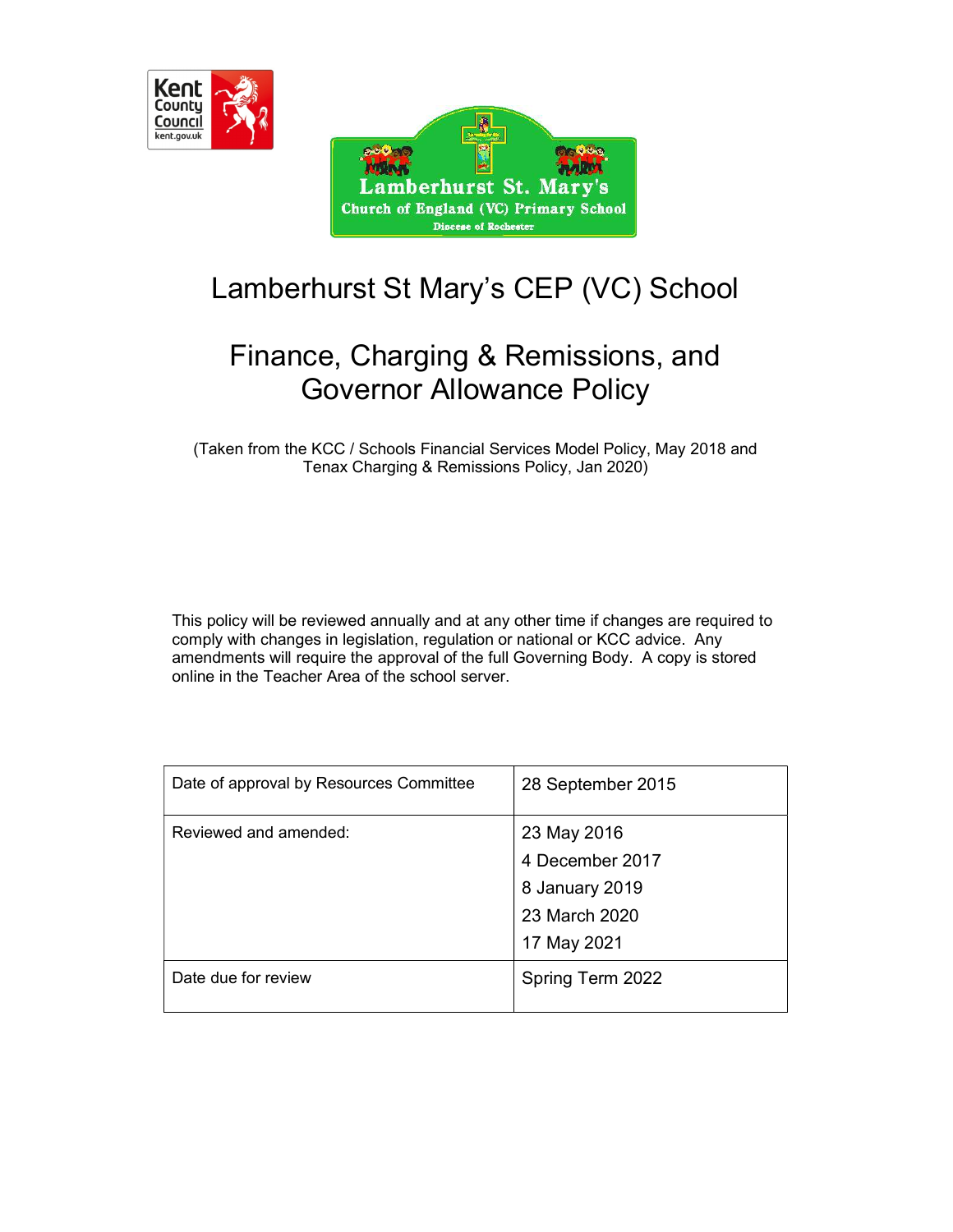# Lamberhurst St Mary's CEP (VC) School

## Finance, Charging & Remissions, and Governor Allowance Policy

(Taken from the KCC / Schools Financial Services Model Policy, May 2018 and Tenax Charging & Remissions Policy, Jan 2020)

This policy will be reviewed annually and at any other time if changes are required to comply with changes in legislation, regulation or national or KCC advice. Any amendments will require the approval of the full Governing Body. A copy is stored online in the Teacher Area of the school server.

| Date of approval by Resources Committee | 28 September 2015 |
|---|---|
| Reviewed and amended: | 23 May 2016<br>4 December 2017<br>8 January 2019<br>23 March 2020<br>17 May 2021 |
| Date due for review | Spring Term 2022 |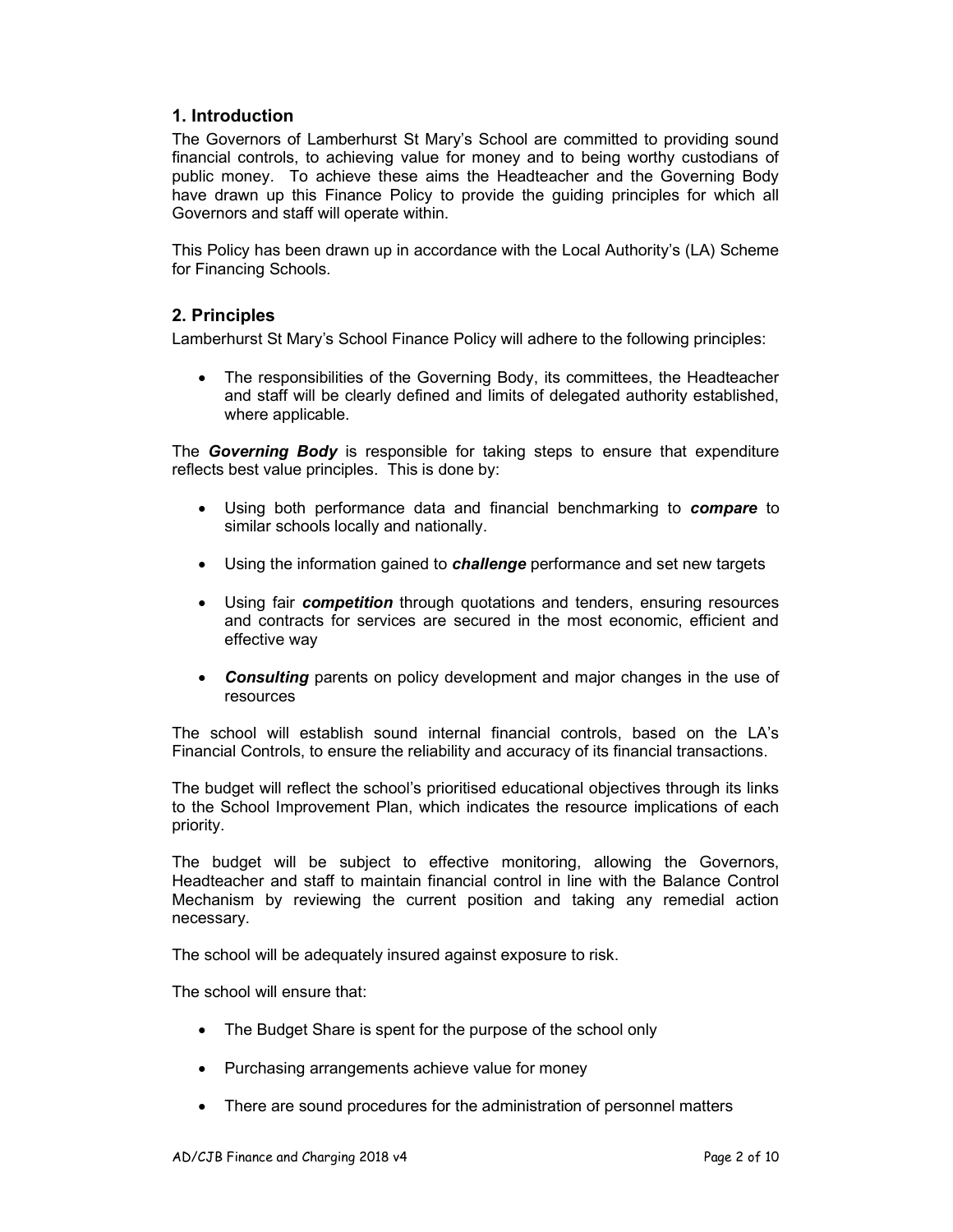## 1. Introduction

The Governors of Lamberhurst St Mary's School are committed to providing sound financial controls, to achieving value for money and to being worthy custodians of public money. To achieve these aims the Headteacher and the Governing Body have drawn up this Finance Policy to provide the guiding principles for which all Governors and staff will operate within.

This Policy has been drawn up in accordance with the Local Authority's (LA) Scheme for Financing Schools.

## 2. Principles

Lamberhurst St Mary's School Finance Policy will adhere to the following principles:

- The responsibilities of the Governing Body, its committees, the Headteacher and staff will be clearly defined and limits of delegated authority established, where applicable.

The ***Governing Body*** is responsible for taking steps to ensure that expenditure reflects best value principles. This is done by:

- Using both performance data and financial benchmarking to ***compare*** to similar schools locally and nationally.
- Using the information gained to ***challenge*** performance and set new targets
- Using fair ***competition*** through quotations and tenders, ensuring resources and contracts for services are secured in the most economic, efficient and effective way
- ***Consulting*** parents on policy development and major changes in the use of resources

The school will establish sound internal financial controls, based on the LA's Financial Controls, to ensure the reliability and accuracy of its financial transactions.

The budget will reflect the school's prioritised educational objectives through its links to the School Improvement Plan, which indicates the resource implications of each priority.

The budget will be subject to effective monitoring, allowing the Governors, Headteacher and staff to maintain financial control in line with the Balance Control Mechanism by reviewing the current position and taking any remedial action necessary.

The school will be adequately insured against exposure to risk.

The school will ensure that:

- The Budget Share is spent for the purpose of the school only
- Purchasing arrangements achieve value for money
- There are sound procedures for the administration of personnel matters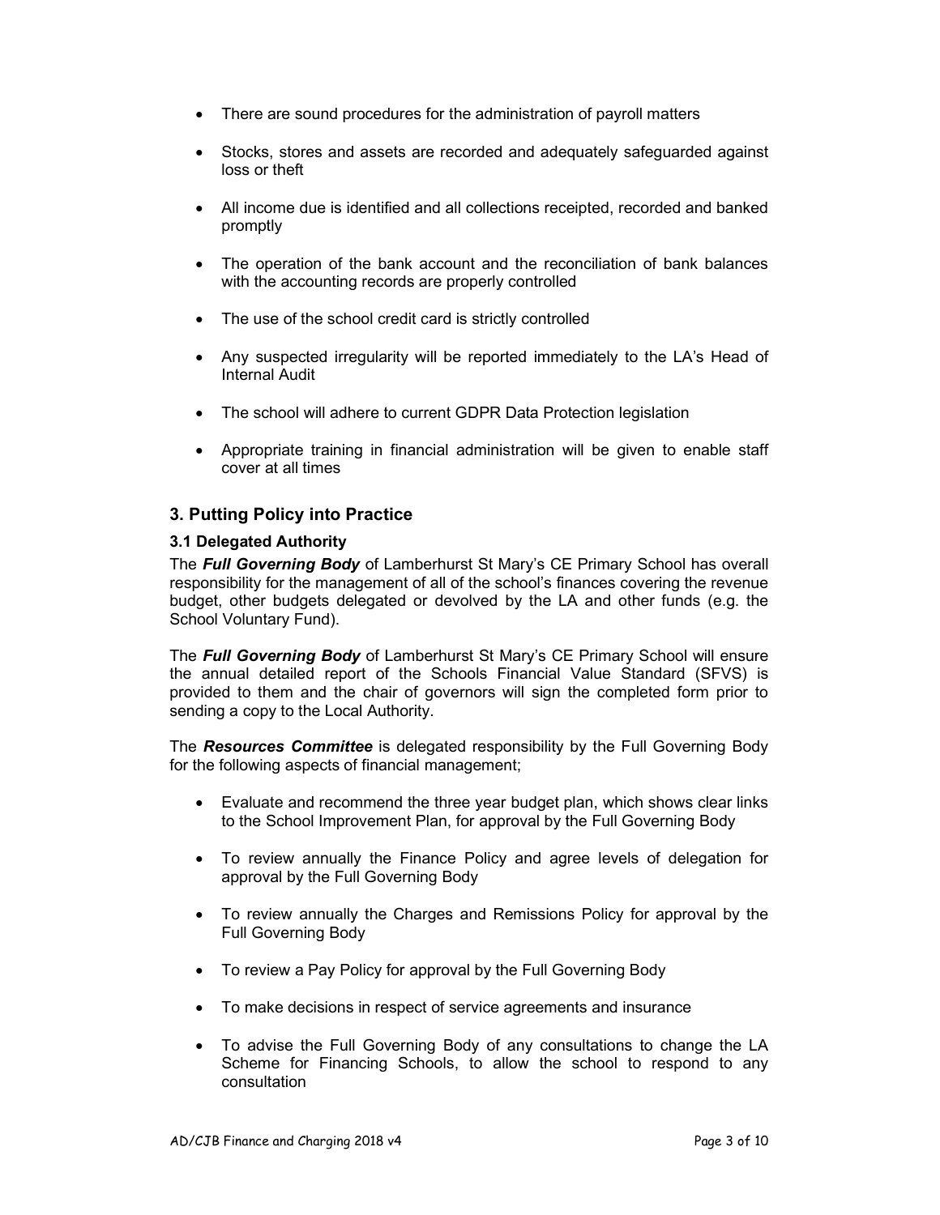- There are sound procedures for the administration of payroll matters
- Stocks, stores and assets are recorded and adequately safeguarded against loss or theft
- All income due is identified and all collections receipted, recorded and banked promptly
- The operation of the bank account and the reconciliation of bank balances with the accounting records are properly controlled
- The use of the school credit card is strictly controlled
- Any suspected irregularity will be reported immediately to the LA's Head of Internal Audit
- The school will adhere to current GDPR Data Protection legislation
- Appropriate training in financial administration will be given to enable staff cover at all times

## 3. Putting Policy into Practice

### 3.1 Delegated Authority

The ***Full Governing Body*** of Lamberhurst St Mary's CE Primary School has overall responsibility for the management of all of the school's finances covering the revenue budget, other budgets delegated or devolved by the LA and other funds (e.g. the School Voluntary Fund).

The ***Full Governing Body*** of Lamberhurst St Mary's CE Primary School will ensure the annual detailed report of the Schools Financial Value Standard (SFVS) is provided to them and the chair of governors will sign the completed form prior to sending a copy to the Local Authority.

The ***Resources Committee*** is delegated responsibility by the Full Governing Body for the following aspects of financial management;

- Evaluate and recommend the three year budget plan, which shows clear links to the School Improvement Plan, for approval by the Full Governing Body
- To review annually the Finance Policy and agree levels of delegation for approval by the Full Governing Body
- To review annually the Charges and Remissions Policy for approval by the Full Governing Body
- To review a Pay Policy for approval by the Full Governing Body
- To make decisions in respect of service agreements and insurance
- To advise the Full Governing Body of any consultations to change the LA Scheme for Financing Schools, to allow the school to respond to any consultation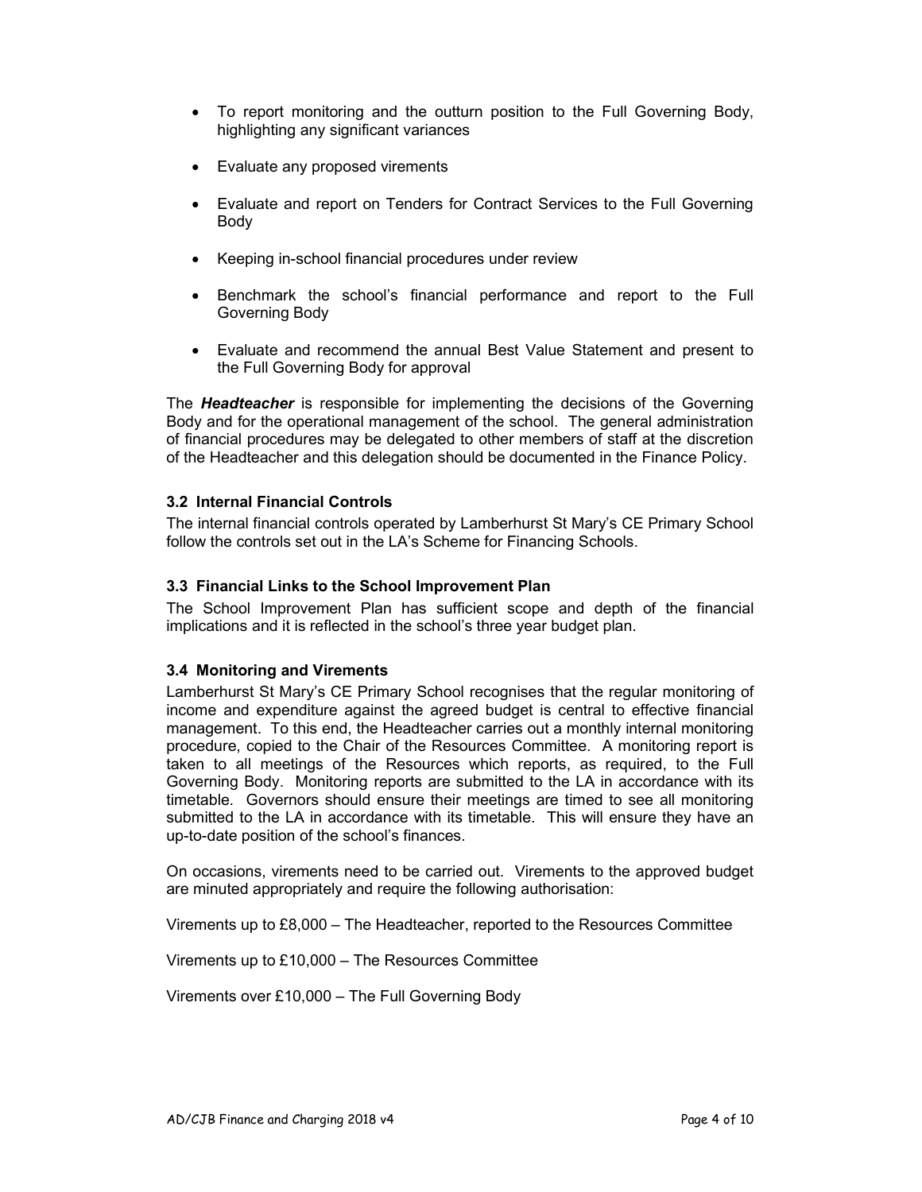- To report monitoring and the outturn position to the Full Governing Body, highlighting any significant variances
- Evaluate any proposed virements
- Evaluate and report on Tenders for Contract Services to the Full Governing Body
- Keeping in-school financial procedures under review
- Benchmark the school's financial performance and report to the Full Governing Body
- Evaluate and recommend the annual Best Value Statement and present to the Full Governing Body for approval

The ***Headteacher*** is responsible for implementing the decisions of the Governing Body and for the operational management of the school. The general administration of financial procedures may be delegated to other members of staff at the discretion of the Headteacher and this delegation should be documented in the Finance Policy.

### 3.2 Internal Financial Controls

The internal financial controls operated by Lamberhurst St Mary's CE Primary School follow the controls set out in the LA's Scheme for Financing Schools.

### 3.3 Financial Links to the School Improvement Plan

The School Improvement Plan has sufficient scope and depth of the financial implications and it is reflected in the school's three year budget plan.

### 3.4 Monitoring and Virements

Lamberhurst St Mary's CE Primary School recognises that the regular monitoring of income and expenditure against the agreed budget is central to effective financial management. To this end, the Headteacher carries out a monthly internal monitoring procedure, copied to the Chair of the Resources Committee. A monitoring report is taken to all meetings of the Resources which reports, as required, to the Full Governing Body. Monitoring reports are submitted to the LA in accordance with its timetable. Governors should ensure their meetings are timed to see all monitoring submitted to the LA in accordance with its timetable. This will ensure they have an up-to-date position of the school's finances.

On occasions, virements need to be carried out. Virements to the approved budget are minuted appropriately and require the following authorisation:

Virements up to £8,000 – The Headteacher, reported to the Resources Committee

Virements up to £10,000 – The Resources Committee

Virements over £10,000 – The Full Governing Body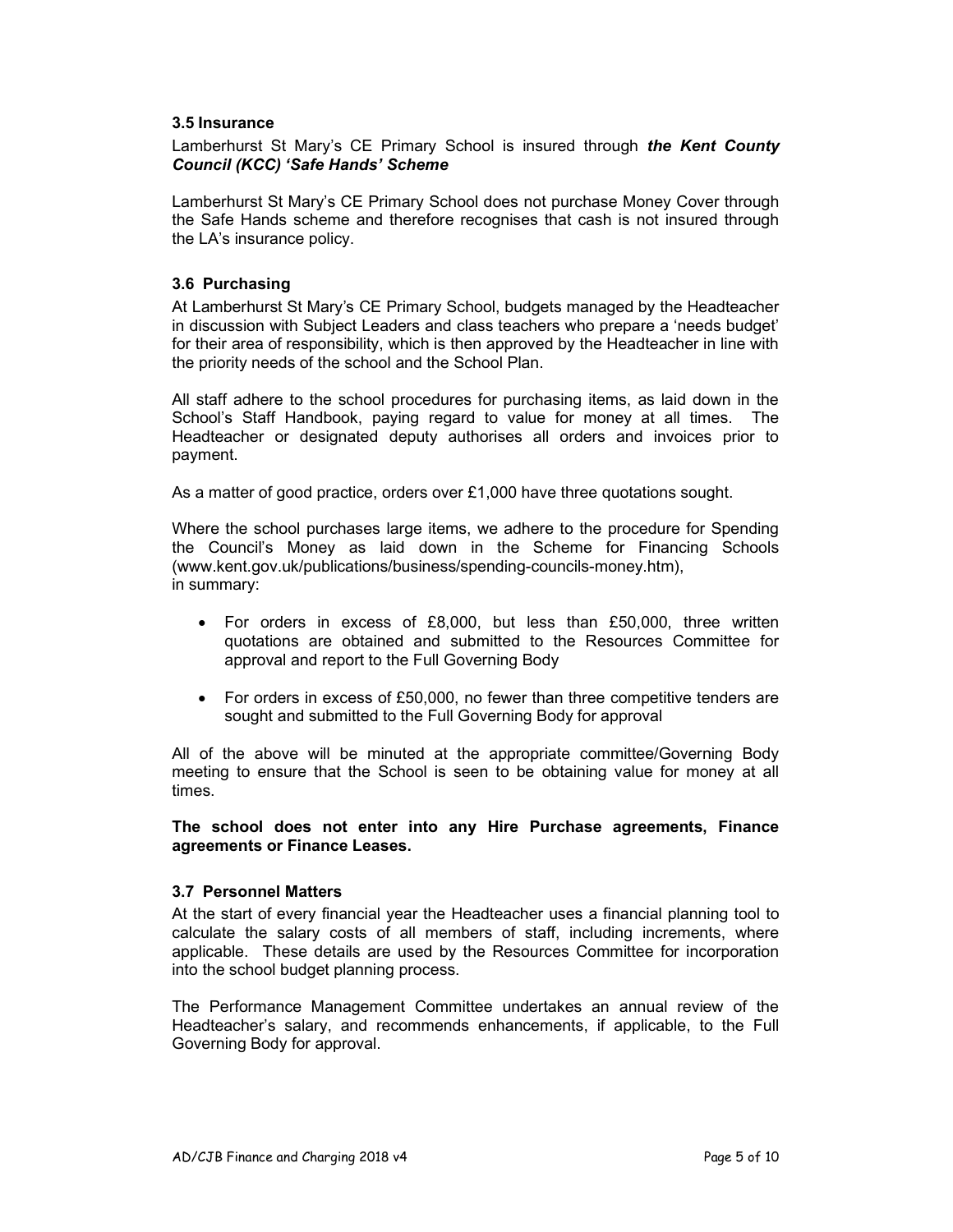### 3.5 Insurance

Lamberhurst St Mary's CE Primary School is insured through ***the Kent County Council (KCC) 'Safe Hands' Scheme***

Lamberhurst St Mary's CE Primary School does not purchase Money Cover through the Safe Hands scheme and therefore recognises that cash is not insured through the LA's insurance policy.

### 3.6 Purchasing

At Lamberhurst St Mary's CE Primary School, budgets managed by the Headteacher in discussion with Subject Leaders and class teachers who prepare a 'needs budget' for their area of responsibility, which is then approved by the Headteacher in line with the priority needs of the school and the School Plan.

All staff adhere to the school procedures for purchasing items, as laid down in the School's Staff Handbook, paying regard to value for money at all times. The Headteacher or designated deputy authorises all orders and invoices prior to payment.

As a matter of good practice, orders over £1,000 have three quotations sought.

Where the school purchases large items, we adhere to the procedure for Spending the Council's Money as laid down in the Scheme for Financing Schools (www.kent.gov.uk/publications/business/spending-councils-money.htm), in summary:

- For orders in excess of £8,000, but less than £50,000, three written quotations are obtained and submitted to the Resources Committee for approval and report to the Full Governing Body
- For orders in excess of £50,000, no fewer than three competitive tenders are sought and submitted to the Full Governing Body for approval

All of the above will be minuted at the appropriate committee/Governing Body meeting to ensure that the School is seen to be obtaining value for money at all times.

**The school does not enter into any Hire Purchase agreements, Finance agreements or Finance Leases.**

### 3.7 Personnel Matters

At the start of every financial year the Headteacher uses a financial planning tool to calculate the salary costs of all members of staff, including increments, where applicable. These details are used by the Resources Committee for incorporation into the school budget planning process.

The Performance Management Committee undertakes an annual review of the Headteacher's salary, and recommends enhancements, if applicable, to the Full Governing Body for approval.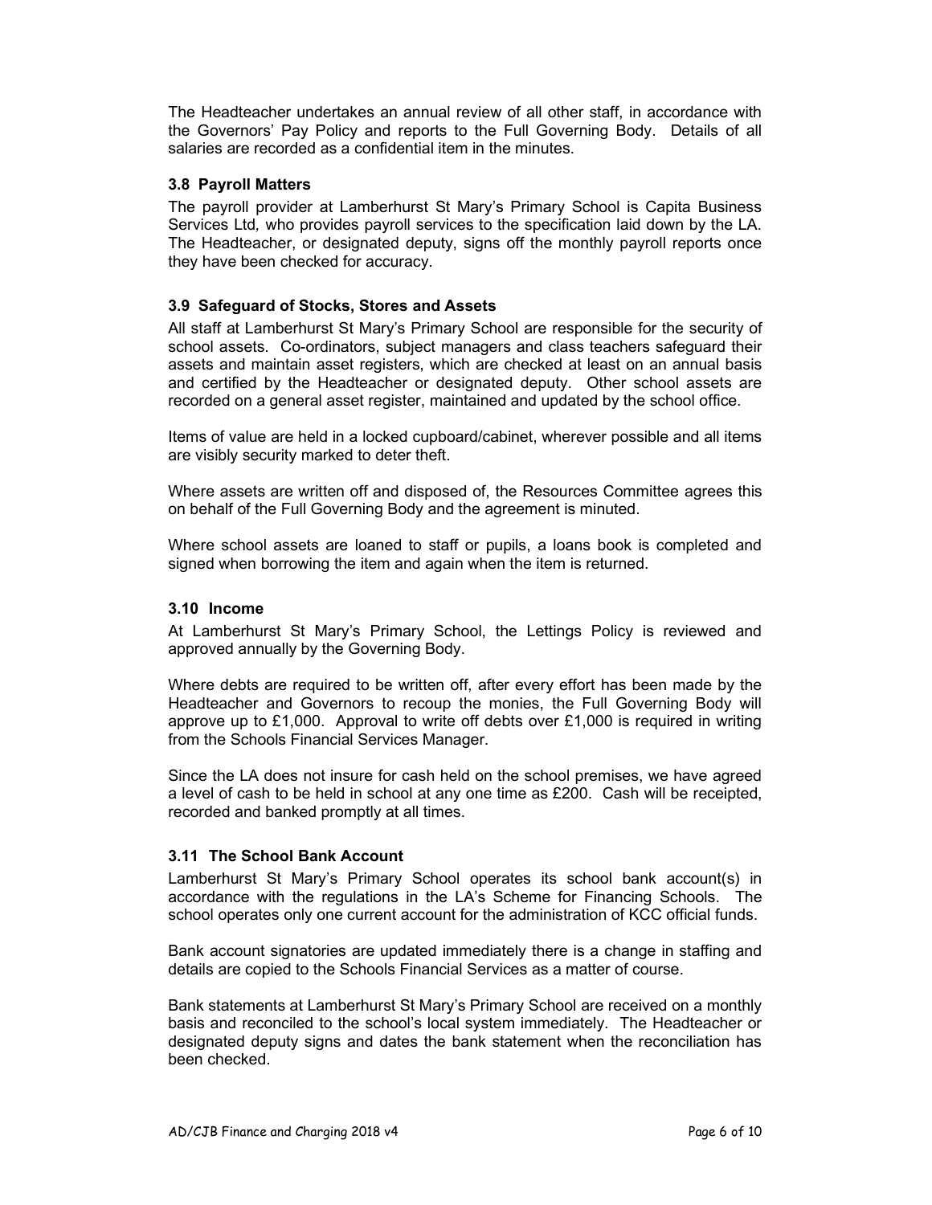The Headteacher undertakes an annual review of all other staff, in accordance with the Governors' Pay Policy and reports to the Full Governing Body. Details of all salaries are recorded as a confidential item in the minutes.

### 3.8 Payroll Matters

The payroll provider at Lamberhurst St Mary's Primary School is Capita Business Services Ltd*,* who provides payroll services to the specification laid down by the LA. The Headteacher, or designated deputy, signs off the monthly payroll reports once they have been checked for accuracy.

### 3.9 Safeguard of Stocks, Stores and Assets

All staff at Lamberhurst St Mary's Primary School are responsible for the security of school assets. Co-ordinators, subject managers and class teachers safeguard their assets and maintain asset registers, which are checked at least on an annual basis and certified by the Headteacher or designated deputy. Other school assets are recorded on a general asset register, maintained and updated by the school office.

Items of value are held in a locked cupboard/cabinet, wherever possible and all items are visibly security marked to deter theft.

Where assets are written off and disposed of, the Resources Committee agrees this on behalf of the Full Governing Body and the agreement is minuted.

Where school assets are loaned to staff or pupils, a loans book is completed and signed when borrowing the item and again when the item is returned.

### 3.10 Income

At Lamberhurst St Mary's Primary School, the Lettings Policy is reviewed and approved annually by the Governing Body.

Where debts are required to be written off, after every effort has been made by the Headteacher and Governors to recoup the monies, the Full Governing Body will approve up to £1,000. Approval to write off debts over £1,000 is required in writing from the Schools Financial Services Manager.

Since the LA does not insure for cash held on the school premises, we have agreed a level of cash to be held in school at any one time as £200. Cash will be receipted, recorded and banked promptly at all times.

### 3.11 The School Bank Account

Lamberhurst St Mary's Primary School operates its school bank account(s) in accordance with the regulations in the LA's Scheme for Financing Schools. The school operates only one current account for the administration of KCC official funds.

Bank account signatories are updated immediately there is a change in staffing and details are copied to the Schools Financial Services as a matter of course.

Bank statements at Lamberhurst St Mary's Primary School are received on a monthly basis and reconciled to the school's local system immediately. The Headteacher or designated deputy signs and dates the bank statement when the reconciliation has been checked.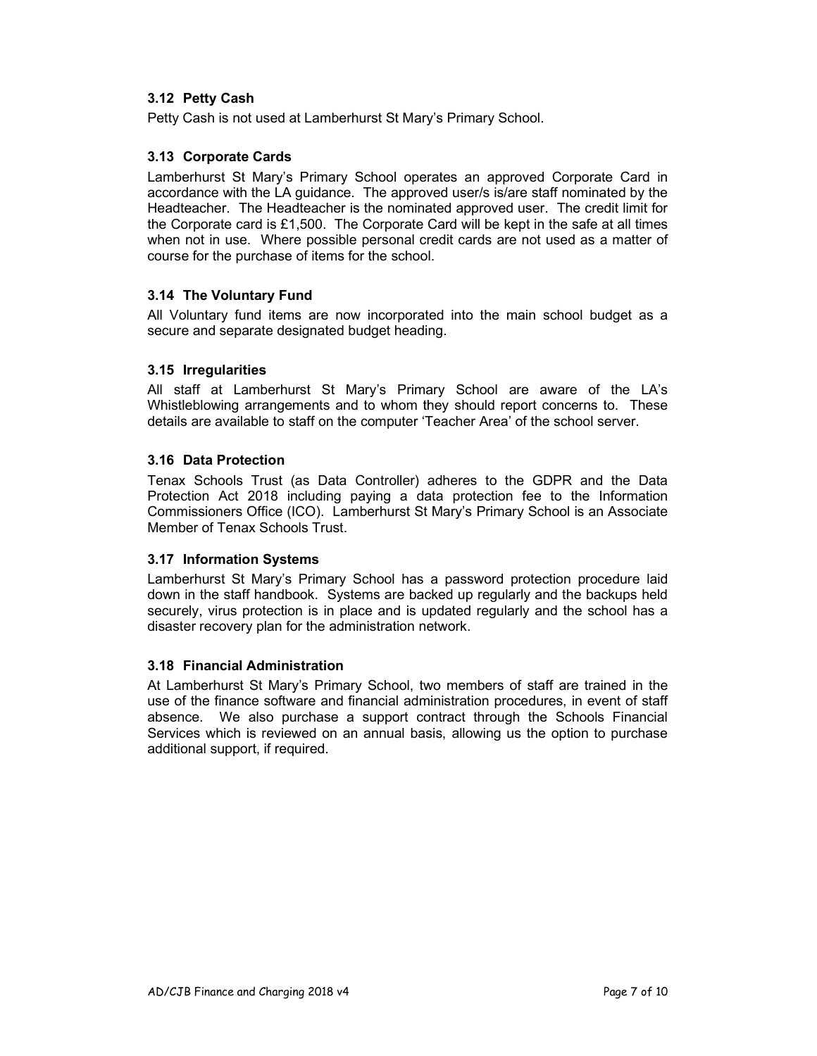### 3.12 Petty Cash

Petty Cash is not used at Lamberhurst St Mary's Primary School.

### 3.13 Corporate Cards

Lamberhurst St Mary's Primary School operates an approved Corporate Card in accordance with the LA guidance. The approved user/s is/are staff nominated by the Headteacher. The Headteacher is the nominated approved user. The credit limit for the Corporate card is £1,500. The Corporate Card will be kept in the safe at all times when not in use. Where possible personal credit cards are not used as a matter of course for the purchase of items for the school.

### 3.14 The Voluntary Fund

All Voluntary fund items are now incorporated into the main school budget as a secure and separate designated budget heading.

### 3.15 Irregularities

All staff at Lamberhurst St Mary's Primary School are aware of the LA's Whistleblowing arrangements and to whom they should report concerns to. These details are available to staff on the computer 'Teacher Area' of the school server.

### 3.16 Data Protection

Tenax Schools Trust (as Data Controller) adheres to the GDPR and the Data Protection Act 2018 including paying a data protection fee to the Information Commissioners Office (ICO). Lamberhurst St Mary's Primary School is an Associate Member of Tenax Schools Trust.

### 3.17 Information Systems

Lamberhurst St Mary's Primary School has a password protection procedure laid down in the staff handbook. Systems are backed up regularly and the backups held securely, virus protection is in place and is updated regularly and the school has a disaster recovery plan for the administration network.

### 3.18 Financial Administration

At Lamberhurst St Mary's Primary School, two members of staff are trained in the use of the finance software and financial administration procedures, in event of staff absence. We also purchase a support contract through the Schools Financial Services which is reviewed on an annual basis, allowing us the option to purchase additional support, if required.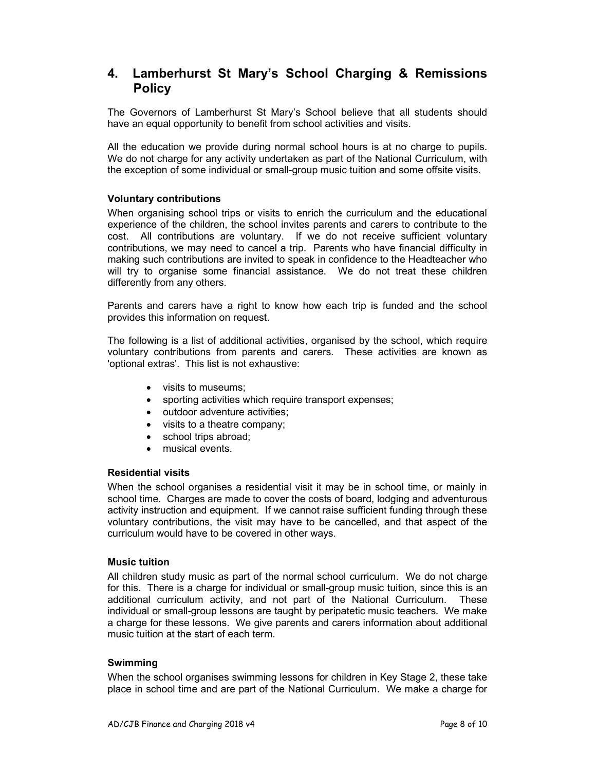## 4. Lamberhurst St Mary's School Charging & Remissions Policy

The Governors of Lamberhurst St Mary's School believe that all students should have an equal opportunity to benefit from school activities and visits.

All the education we provide during normal school hours is at no charge to pupils. We do not charge for any activity undertaken as part of the National Curriculum, with the exception of some individual or small-group music tuition and some offsite visits.

### Voluntary contributions

When organising school trips or visits to enrich the curriculum and the educational experience of the children, the school invites parents and carers to contribute to the cost. All contributions are voluntary. If we do not receive sufficient voluntary contributions, we may need to cancel a trip. Parents who have financial difficulty in making such contributions are invited to speak in confidence to the Headteacher who will try to organise some financial assistance. We do not treat these children differently from any others.

Parents and carers have a right to know how each trip is funded and the school provides this information on request.

The following is a list of additional activities, organised by the school, which require voluntary contributions from parents and carers. These activities are known as 'optional extras'. This list is not exhaustive:

- visits to museums;
- sporting activities which require transport expenses;
- outdoor adventure activities;
- visits to a theatre company;
- school trips abroad;
- musical events.

### Residential visits

When the school organises a residential visit it may be in school time, or mainly in school time. Charges are made to cover the costs of board, lodging and adventurous activity instruction and equipment. If we cannot raise sufficient funding through these voluntary contributions, the visit may have to be cancelled, and that aspect of the curriculum would have to be covered in other ways.

### Music tuition

All children study music as part of the normal school curriculum. We do not charge for this. There is a charge for individual or small-group music tuition, since this is an additional curriculum activity, and not part of the National Curriculum. These individual or small-group lessons are taught by peripatetic music teachers. We make a charge for these lessons. We give parents and carers information about additional music tuition at the start of each term.

### Swimming

When the school organises swimming lessons for children in Key Stage 2, these take place in school time and are part of the National Curriculum. We make a charge for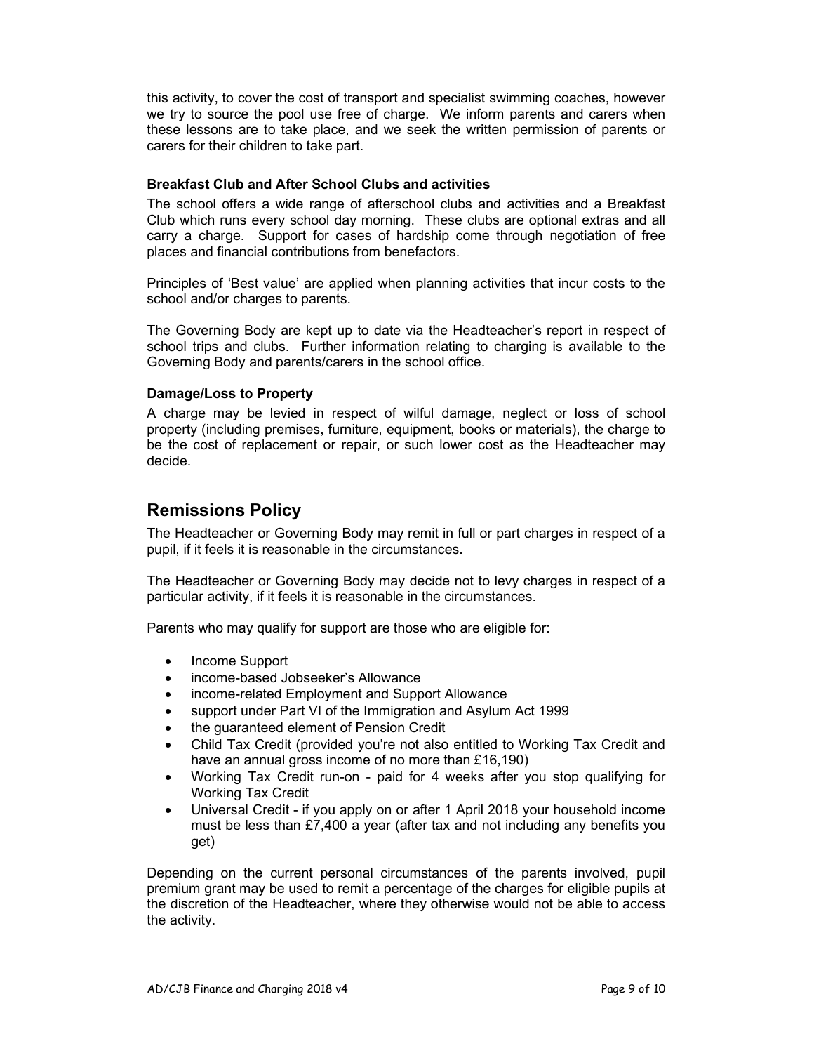this activity, to cover the cost of transport and specialist swimming coaches, however we try to source the pool use free of charge. We inform parents and carers when these lessons are to take place, and we seek the written permission of parents or carers for their children to take part.

### Breakfast Club and After School Clubs and activities

The school offers a wide range of afterschool clubs and activities and a Breakfast Club which runs every school day morning. These clubs are optional extras and all carry a charge. Support for cases of hardship come through negotiation of free places and financial contributions from benefactors.

Principles of 'Best value' are applied when planning activities that incur costs to the school and/or charges to parents.

The Governing Body are kept up to date via the Headteacher's report in respect of school trips and clubs. Further information relating to charging is available to the Governing Body and parents/carers in the school office.

### Damage/Loss to Property

A charge may be levied in respect of wilful damage, neglect or loss of school property (including premises, furniture, equipment, books or materials), the charge to be the cost of replacement or repair, or such lower cost as the Headteacher may decide.

## Remissions Policy

The Headteacher or Governing Body may remit in full or part charges in respect of a pupil, if it feels it is reasonable in the circumstances.

The Headteacher or Governing Body may decide not to levy charges in respect of a particular activity, if it feels it is reasonable in the circumstances.

Parents who may qualify for support are those who are eligible for:

- Income Support
- income-based Jobseeker's Allowance
- income-related Employment and Support Allowance
- support under Part VI of the Immigration and Asylum Act 1999
- the guaranteed element of Pension Credit
- Child Tax Credit (provided you're not also entitled to Working Tax Credit and have an annual gross income of no more than £16,190)
- Working Tax Credit run-on - paid for 4 weeks after you stop qualifying for Working Tax Credit
- Universal Credit - if you apply on or after 1 April 2018 your household income must be less than £7,400 a year (after tax and not including any benefits you get)

Depending on the current personal circumstances of the parents involved, pupil premium grant may be used to remit a percentage of the charges for eligible pupils at the discretion of the Headteacher, where they otherwise would not be able to access the activity.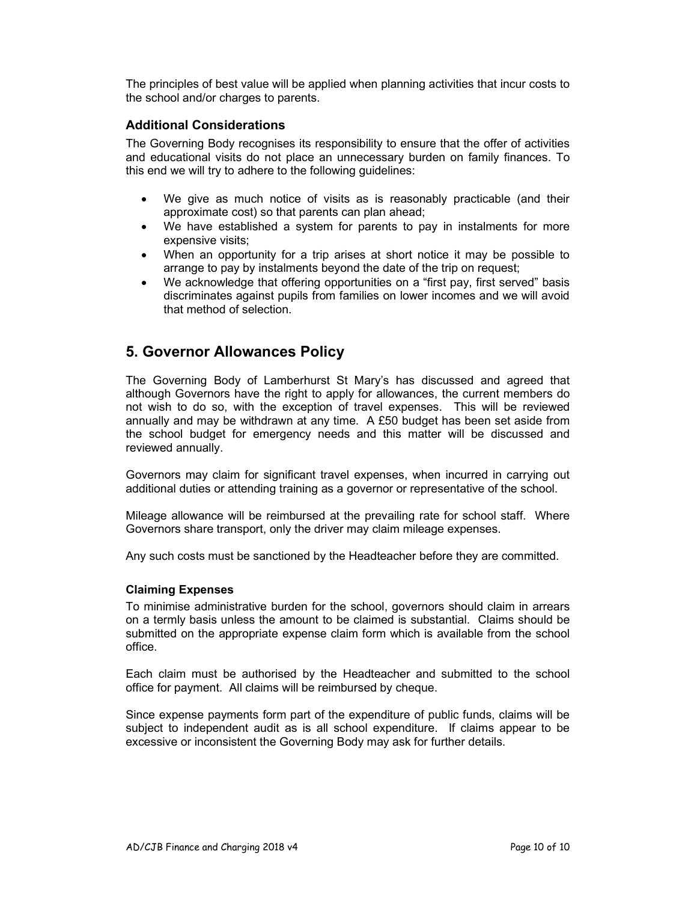The principles of best value will be applied when planning activities that incur costs to the school and/or charges to parents.

### Additional Considerations

The Governing Body recognises its responsibility to ensure that the offer of activities and educational visits do not place an unnecessary burden on family finances. To this end we will try to adhere to the following guidelines:

- We give as much notice of visits as is reasonably practicable (and their approximate cost) so that parents can plan ahead;
- We have established a system for parents to pay in instalments for more expensive visits;
- When an opportunity for a trip arises at short notice it may be possible to arrange to pay by instalments beyond the date of the trip on request;
- We acknowledge that offering opportunities on a "first pay, first served" basis discriminates against pupils from families on lower incomes and we will avoid that method of selection.

## 5. Governor Allowances Policy

The Governing Body of Lamberhurst St Mary's has discussed and agreed that although Governors have the right to apply for allowances, the current members do not wish to do so, with the exception of travel expenses. This will be reviewed annually and may be withdrawn at any time. A £50 budget has been set aside from the school budget for emergency needs and this matter will be discussed and reviewed annually.

Governors may claim for significant travel expenses, when incurred in carrying out additional duties or attending training as a governor or representative of the school.

Mileage allowance will be reimbursed at the prevailing rate for school staff. Where Governors share transport, only the driver may claim mileage expenses.

Any such costs must be sanctioned by the Headteacher before they are committed.

#### Claiming Expenses

To minimise administrative burden for the school, governors should claim in arrears on a termly basis unless the amount to be claimed is substantial. Claims should be submitted on the appropriate expense claim form which is available from the school office.

Each claim must be authorised by the Headteacher and submitted to the school office for payment. All claims will be reimbursed by cheque.

Since expense payments form part of the expenditure of public funds, claims will be subject to independent audit as is all school expenditure. If claims appear to be excessive or inconsistent the Governing Body may ask for further details.